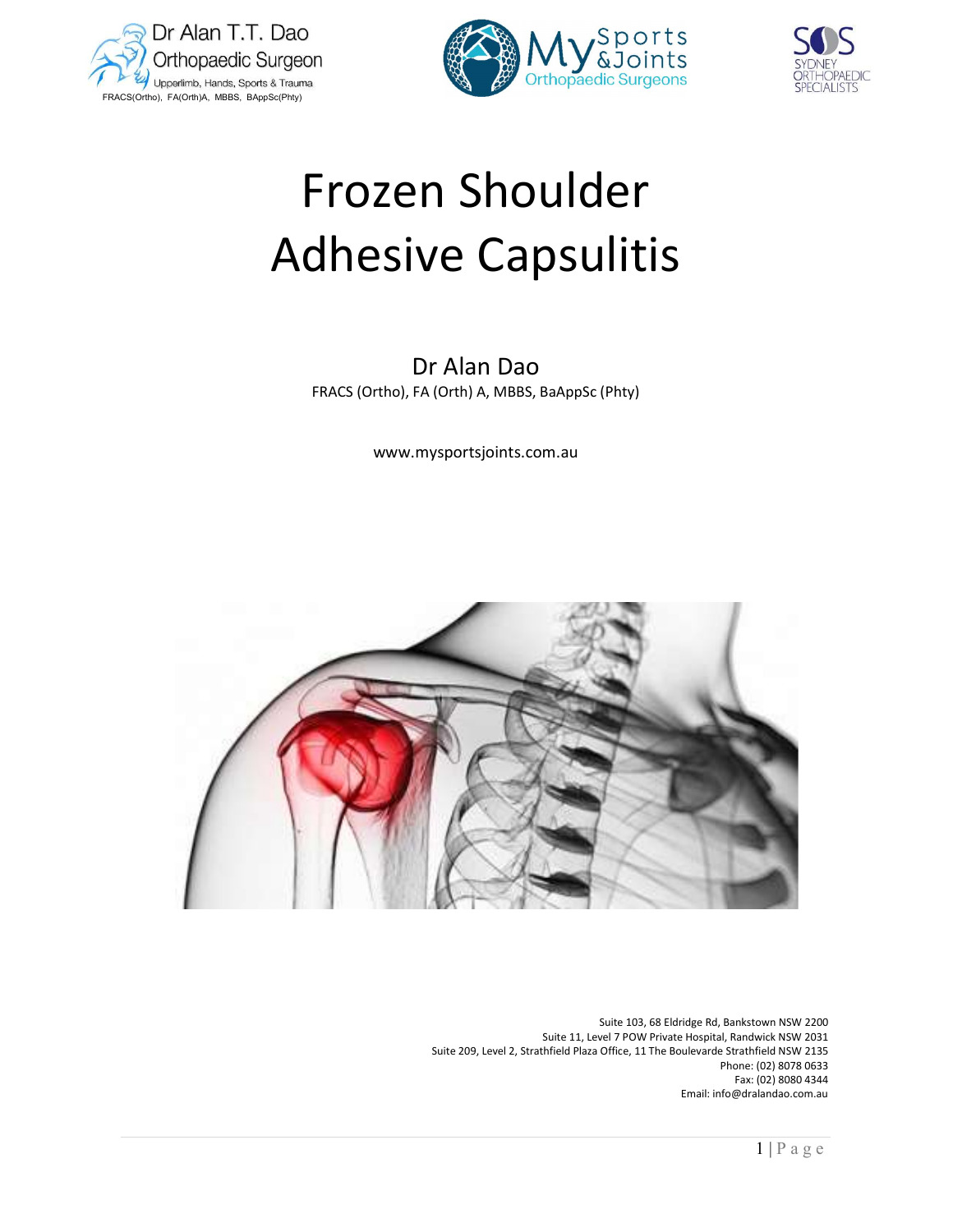Dr Alan T.T. Dao
Orthopaedic Surgeon
Upperlimb, Hands, Sports & Trauma
FRACS(Ortho), FA(Orth)A, MBBS, BAppSc(Phty)

My Sports &Joints
Orthopaedic Surgeons

SOS
SYDNEY ORTHOPAEDIC SPECIALISTS

# Frozen Shoulder
# Adhesive Capsulitis

## Dr Alan Dao

FRACS (Ortho), FA (Orth) A, MBBS, BaAppSc (Phty)

www.mysportsjoints.com.au

Suite 103, 68 Eldridge Rd, Bankstown NSW 2200
Suite 11, Level 7 POW Private Hospital, Randwick NSW 2031
Suite 209, Level 2, Strathfield Plaza Office, 11 The Boulevarde Strathfield NSW 2135
Phone: (02) 8078 0633
Fax: (02) 8080 4344
Email: info@dralandao.com.au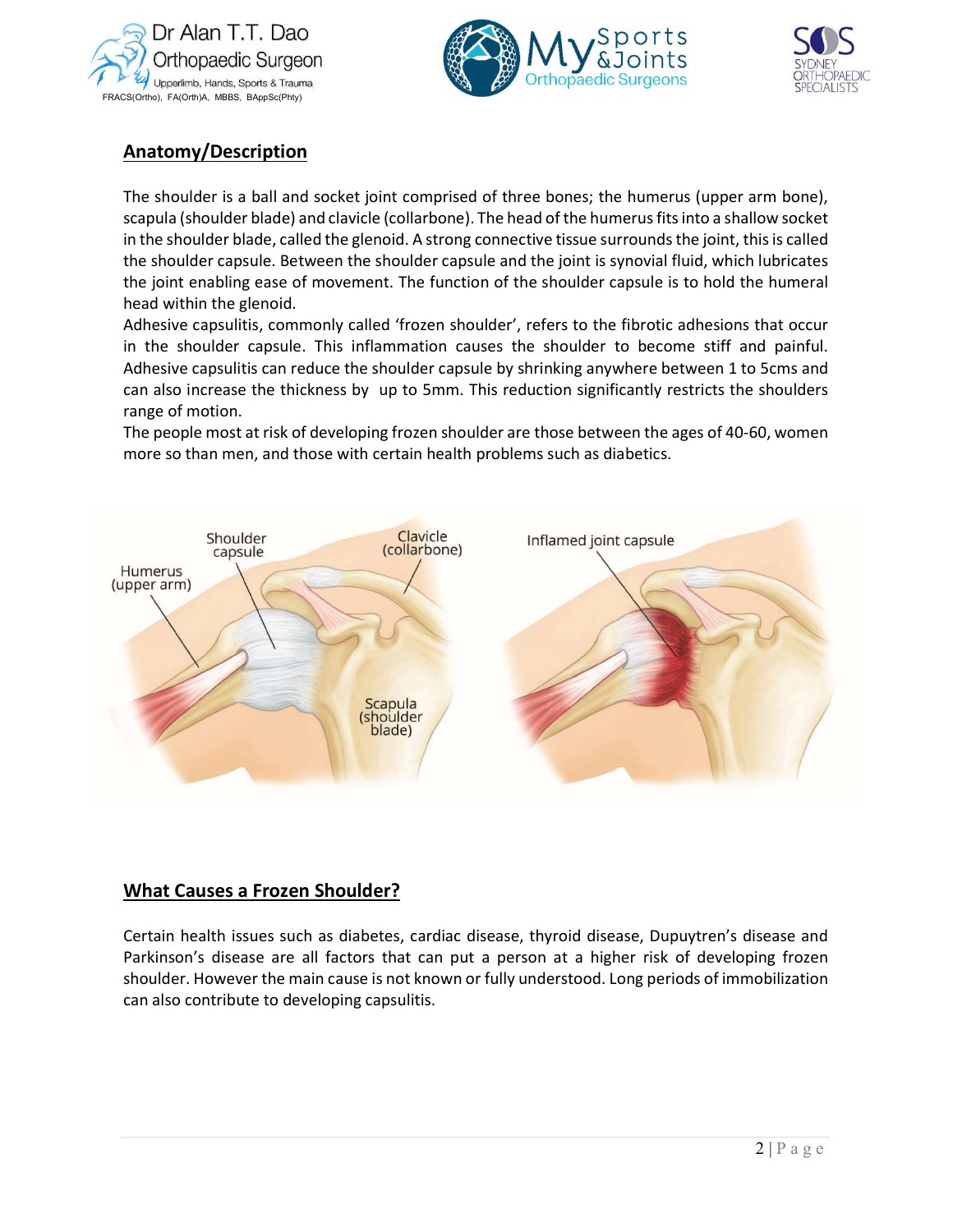## Anatomy/Description

The shoulder is a ball and socket joint comprised of three bones; the humerus (upper arm bone), scapula (shoulder blade) and clavicle (collarbone). The head of the humerus fits into a shallow socket in the shoulder blade, called the glenoid. A strong connective tissue surrounds the joint, this is called the shoulder capsule. Between the shoulder capsule and the joint is synovial fluid, which lubricates the joint enabling ease of movement. The function of the shoulder capsule is to hold the humeral head within the glenoid.

Adhesive capsulitis, commonly called 'frozen shoulder', refers to the fibrotic adhesions that occur in the shoulder capsule. This inflammation causes the shoulder to become stiff and painful. Adhesive capsulitis can reduce the shoulder capsule by shrinking anywhere between 1 to 5cms and can also increase the thickness by up to 5mm. This reduction significantly restricts the shoulders range of motion.

The people most at risk of developing frozen shoulder are those between the ages of 40-60, women more so than men, and those with certain health problems such as diabetics.

Shoulder capsule
Clavicle (collarbone)
Humerus (upper arm)
Scapula (shoulder blade)
Inflamed joint capsule

## What Causes a Frozen Shoulder?

Certain health issues such as diabetes, cardiac disease, thyroid disease, Dupuytren's disease and Parkinson's disease are all factors that can put a person at a higher risk of developing frozen shoulder. However the main cause is not known or fully understood. Long periods of immobilization can also contribute to developing capsulitis.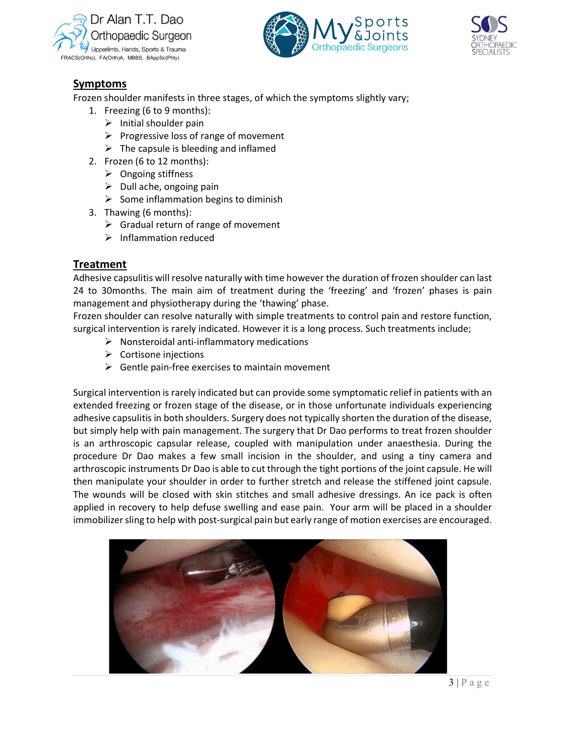## Symptoms

Frozen shoulder manifests in three stages, of which the symptoms slightly vary;

1. Freezing (6 to 9 months):
   - Initial shoulder pain
   - Progressive loss of range of movement
   - The capsule is bleeding and inflamed
2. Frozen (6 to 12 months):
   - Ongoing stiffness
   - Dull ache, ongoing pain
   - Some inflammation begins to diminish
3. Thawing (6 months):
   - Gradual return of range of movement
   - Inflammation reduced

## Treatment

Adhesive capsulitis will resolve naturally with time however the duration of frozen shoulder can last 24 to 30months. The main aim of treatment during the 'freezing' and 'frozen' phases is pain management and physiotherapy during the 'thawing' phase.

Frozen shoulder can resolve naturally with simple treatments to control pain and restore function, surgical intervention is rarely indicated. However it is a long process. Such treatments include;

- Nonsteroidal anti-inflammatory medications
- Cortisone injections
- Gentle pain-free exercises to maintain movement

Surgical intervention is rarely indicated but can provide some symptomatic relief in patients with an extended freezing or frozen stage of the disease, or in those unfortunate individuals experiencing adhesive capsulitis in both shoulders. Surgery does not typically shorten the duration of the disease, but simply help with pain management. The surgery that Dr Dao performs to treat frozen shoulder is an arthroscopic capsular release, coupled with manipulation under anaesthesia. During the procedure Dr Dao makes a few small incision in the shoulder, and using a tiny camera and arthroscopic instruments Dr Dao is able to cut through the tight portions of the joint capsule. He will then manipulate your shoulder in order to further stretch and release the stiffened joint capsule. The wounds will be closed with skin stitches and small adhesive dressings. An ice pack is often applied in recovery to help defuse swelling and ease pain. Your arm will be placed in a shoulder immobilizer sling to help with post-surgical pain but early range of motion exercises are encouraged.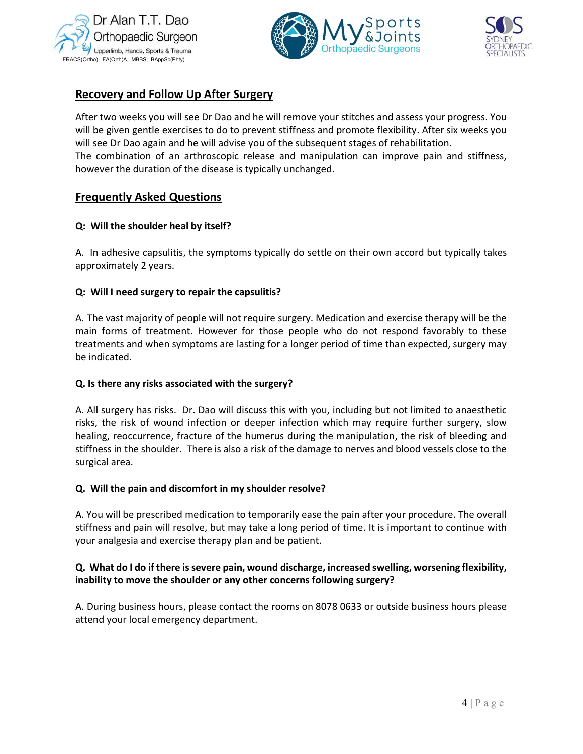## Recovery and Follow Up After Surgery

After two weeks you will see Dr Dao and he will remove your stitches and assess your progress. You will be given gentle exercises to do to prevent stiffness and promote flexibility. After six weeks you will see Dr Dao again and he will advise you of the subsequent stages of rehabilitation.
The combination of an arthroscopic release and manipulation can improve pain and stiffness, however the duration of the disease is typically unchanged.

## Frequently Asked Questions

**Q: Will the shoulder heal by itself?**

A. In adhesive capsulitis, the symptoms typically do settle on their own accord but typically takes approximately 2 years.

**Q: Will I need surgery to repair the capsulitis?**

A. The vast majority of people will not require surgery. Medication and exercise therapy will be the main forms of treatment. However for those people who do not respond favorably to these treatments and when symptoms are lasting for a longer period of time than expected, surgery may be indicated.

**Q. Is there any risks associated with the surgery?**

A. All surgery has risks. Dr. Dao will discuss this with you, including but not limited to anaesthetic risks, the risk of wound infection or deeper infection which may require further surgery, slow healing, reoccurrence, fracture of the humerus during the manipulation, the risk of bleeding and stiffness in the shoulder. There is also a risk of the damage to nerves and blood vessels close to the surgical area.

**Q. Will the pain and discomfort in my shoulder resolve?**

A. You will be prescribed medication to temporarily ease the pain after your procedure. The overall stiffness and pain will resolve, but may take a long period of time. It is important to continue with your analgesia and exercise therapy plan and be patient.

**Q. What do I do if there is severe pain, wound discharge, increased swelling, worsening flexibility, inability to move the shoulder or any other concerns following surgery?**

A. During business hours, please contact the rooms on 8078 0633 or outside business hours please attend your local emergency department.